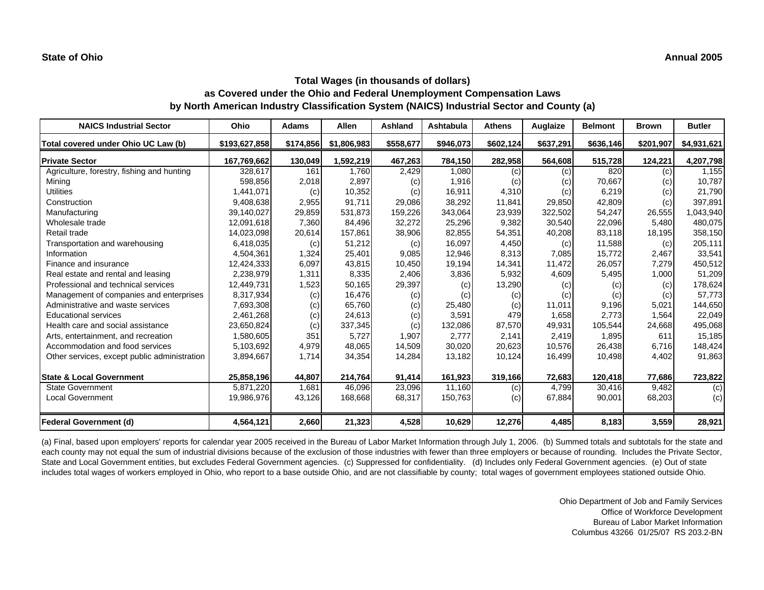**State of Ohio** **Annual 2005**

## Total Wages (in thousands of dollars)
## as Covered under the Ohio and Federal Unemployment Compensation Laws
## by North American Industry Classification System (NAICS) Industrial Sector and County (a)

| NAICS Industrial Sector | Ohio | Adams | Allen | Ashland | Ashtabula | Athens | Auglaize | Belmont | Brown | Butler |
|---|---|---|---|---|---|---|---|---|---|---|
| Total covered under Ohio UC Law (b) | $193,627,858 | $174,856 | $1,806,983 | $558,677 | $946,073 | $602,124 | $637,291 | $636,146 | $201,907 | $4,931,621 |
| **Private Sector** | **167,769,662** | **130,049** | **1,592,219** | **467,263** | **784,150** | **282,958** | **564,608** | **515,728** | **124,221** | **4,207,798** |
| Agriculture, forestry, fishing and hunting | 328,617 | 161 | 1,760 | 2,429 | 1,080 | (c) | (c) | 820 | (c) | 1,155 |
| Mining | 598,856 | 2,018 | 2,897 | (c) | 1,916 | (c) | (c) | 70,667 | (c) | 10,787 |
| Utilities | 1,441,071 | (c) | 10,352 | (c) | 16,911 | 4,310 | (c) | 6,219 | (c) | 21,790 |
| Construction | 9,408,638 | 2,955 | 91,711 | 29,086 | 38,292 | 11,841 | 29,850 | 42,809 | (c) | 397,891 |
| Manufacturing | 39,140,027 | 29,859 | 531,873 | 159,226 | 343,064 | 23,939 | 322,502 | 54,247 | 26,555 | 1,043,940 |
| Wholesale trade | 12,091,618 | 7,360 | 84,496 | 32,272 | 25,296 | 9,382 | 30,540 | 22,096 | 5,480 | 480,075 |
| Retail trade | 14,023,098 | 20,614 | 157,861 | 38,906 | 82,855 | 54,351 | 40,208 | 83,118 | 18,195 | 358,150 |
| Transportation and warehousing | 6,418,035 | (c) | 51,212 | (c) | 16,097 | 4,450 | (c) | 11,588 | (c) | 205,111 |
| Information | 4,504,361 | 1,324 | 25,401 | 9,085 | 12,946 | 8,313 | 7,085 | 15,772 | 2,467 | 33,541 |
| Finance and insurance | 12,424,333 | 6,097 | 43,815 | 10,450 | 19,194 | 14,341 | 11,472 | 26,057 | 7,279 | 450,512 |
| Real estate and rental and leasing | 2,238,979 | 1,311 | 8,335 | 2,406 | 3,836 | 5,932 | 4,609 | 5,495 | 1,000 | 51,209 |
| Professional and technical services | 12,449,731 | 1,523 | 50,165 | 29,397 | (c) | 13,290 | (c) | (c) | (c) | 178,624 |
| Management of companies and enterprises | 8,317,934 | (c) | 16,476 | (c) | (c) | (c) | (c) | (c) | (c) | 57,773 |
| Administrative and waste services | 7,693,308 | (c) | 65,760 | (c) | 25,480 | (c) | 11,011 | 9,196 | 5,021 | 144,650 |
| Educational services | 2,461,268 | (c) | 24,613 | (c) | 3,591 | 479 | 1,658 | 2,773 | 1,564 | 22,049 |
| Health care and social assistance | 23,650,824 | (c) | 337,345 | (c) | 132,086 | 87,570 | 49,931 | 105,544 | 24,668 | 495,068 |
| Arts, entertainment, and recreation | 1,580,605 | 351 | 5,727 | 1,907 | 2,777 | 2,141 | 2,419 | 1,895 | 611 | 15,185 |
| Accommodation and food services | 5,103,692 | 4,979 | 48,065 | 14,509 | 30,020 | 20,623 | 10,576 | 26,438 | 6,716 | 148,424 |
| Other services, except public administration | 3,894,667 | 1,714 | 34,354 | 14,284 | 13,182 | 10,124 | 16,499 | 10,498 | 4,402 | 91,863 |
| **State & Local Government** | **25,858,196** | **44,807** | **214,764** | **91,414** | **161,923** | **319,166** | **72,683** | **120,418** | **77,686** | **723,822** |
| State Government | 5,871,220 | 1,681 | 46,096 | 23,096 | 11,160 | (c) | 4,799 | 30,416 | 9,482 | (c) |
| Local Government | 19,986,976 | 43,126 | 168,668 | 68,317 | 150,763 | (c) | 67,884 | 90,001 | 68,203 | (c) |
| **Federal Government (d)** | **4,564,121** | **2,660** | **21,323** | **4,528** | **10,629** | **12,276** | **4,485** | **8,183** | **3,559** | **28,921** |

(a) Final, based upon employers' reports for calendar year 2005 received in the Bureau of Labor Market Information through July 1, 2006. (b) Summed totals and subtotals for the state and each county may not equal the sum of industrial divisions because of the exclusion of those industries with fewer than three employers or because of rounding. Includes the Private Sector, State and Local Government entities, but excludes Federal Government agencies. (c) Suppressed for confidentiality. (d) Includes only Federal Government agencies. (e) Out of state includes total wages of workers employed in Ohio, who report to a base outside Ohio, and are not classifiable by county; total wages of government employees stationed outside Ohio.

Ohio Department of Job and Family Services
Office of Workforce Development
Bureau of Labor Market Information
Columbus 43266 01/25/07 RS 203.2-BN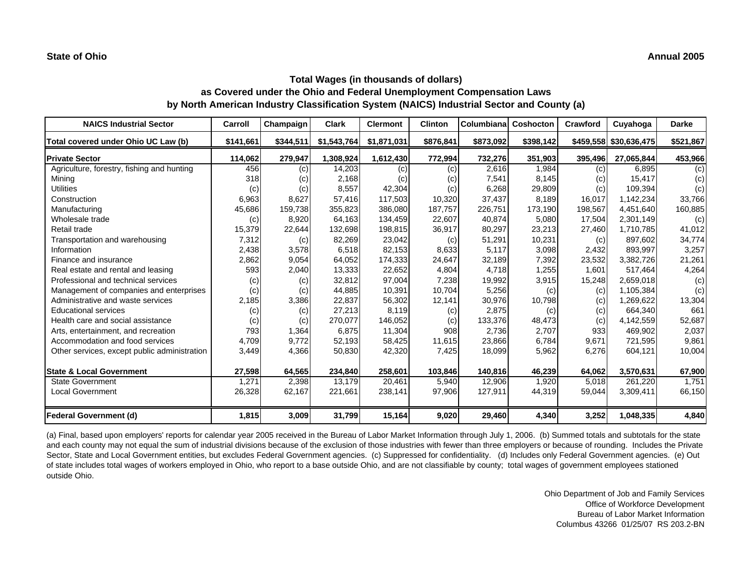**State of Ohio** **Annual 2005**

### Total Wages (in thousands of dollars)
### as Covered under the Ohio and Federal Unemployment Compensation Laws
### by North American Industry Classification System (NAICS) Industrial Sector and County (a)

| NAICS Industrial Sector | Carroll | Champaign | Clark | Clermont | Clinton | Columbiana | Coshocton | Crawford | Cuyahoga | Darke |
|---|---|---|---|---|---|---|---|---|---|---|
| **Total covered under Ohio UC Law (b)** | **$141,661** | **$344,511** | **$1,543,764** | **$1,871,031** | **$876,841** | **$873,092** | **$398,142** | **$459,558** | **$30,636,475** | **$521,867** |
| **Private Sector** | **114,062** | **279,947** | **1,308,924** | **1,612,430** | **772,994** | **732,276** | **351,903** | **395,496** | **27,065,844** | **453,966** |
| Agriculture, forestry, fishing and hunting | 456 | (c) | 14,203 | (c) | (c) | 2,616 | 1,984 | (c) | 6,895 | (c) |
| Mining | 318 | (c) | 2,168 | (c) | (c) | 7,541 | 8,145 | (c) | 15,417 | (c) |
| Utilities | (c) | (c) | 8,557 | 42,304 | (c) | 6,268 | 29,809 | (c) | 109,394 | (c) |
| Construction | 6,963 | 8,627 | 57,416 | 117,503 | 10,320 | 37,437 | 8,189 | 16,017 | 1,142,234 | 33,766 |
| Manufacturing | 45,686 | 159,738 | 355,823 | 386,080 | 187,757 | 226,751 | 173,190 | 198,567 | 4,451,640 | 160,885 |
| Wholesale trade | (c) | 8,920 | 64,163 | 134,459 | 22,607 | 40,874 | 5,080 | 17,504 | 2,301,149 | (c) |
| Retail trade | 15,379 | 22,644 | 132,698 | 198,815 | 36,917 | 80,297 | 23,213 | 27,460 | 1,710,785 | 41,012 |
| Transportation and warehousing | 7,312 | (c) | 82,269 | 23,042 | (c) | 51,291 | 10,231 | (c) | 897,602 | 34,774 |
| Information | 2,438 | 3,578 | 6,518 | 82,153 | 8,633 | 5,117 | 3,098 | 2,432 | 893,997 | 3,257 |
| Finance and insurance | 2,862 | 9,054 | 64,052 | 174,333 | 24,647 | 32,189 | 7,392 | 23,532 | 3,382,726 | 21,261 |
| Real estate and rental and leasing | 593 | 2,040 | 13,333 | 22,652 | 4,804 | 4,718 | 1,255 | 1,601 | 517,464 | 4,264 |
| Professional and technical services | (c) | (c) | 32,812 | 97,004 | 7,238 | 19,992 | 3,915 | 15,248 | 2,659,018 | (c) |
| Management of companies and enterprises | (c) | (c) | 44,885 | 10,391 | 10,704 | 5,256 | (c) | (c) | 1,105,384 | (c) |
| Administrative and waste services | 2,185 | 3,386 | 22,837 | 56,302 | 12,141 | 30,976 | 10,798 | (c) | 1,269,622 | 13,304 |
| Educational services | (c) | (c) | 27,213 | 8,119 | (c) | 2,875 | (c) | (c) | 664,340 | 661 |
| Health care and social assistance | (c) | (c) | 270,077 | 146,052 | (c) | 133,376 | 48,473 | (c) | 4,142,559 | 52,687 |
| Arts, entertainment, and recreation | 793 | 1,364 | 6,875 | 11,304 | 908 | 2,736 | 2,707 | 933 | 469,902 | 2,037 |
| Accommodation and food services | 4,709 | 9,772 | 52,193 | 58,425 | 11,615 | 23,866 | 6,784 | 9,671 | 721,595 | 9,861 |
| Other services, except public administration | 3,449 | 4,366 | 50,830 | 42,320 | 7,425 | 18,099 | 5,962 | 6,276 | 604,121 | 10,004 |
| **State & Local Government** | **27,598** | **64,565** | **234,840** | **258,601** | **103,846** | **140,816** | **46,239** | **64,062** | **3,570,631** | **67,900** |
| State Government | 1,271 | 2,398 | 13,179 | 20,461 | 5,940 | 12,906 | 1,920 | 5,018 | 261,220 | 1,751 |
| Local Government | 26,328 | 62,167 | 221,661 | 238,141 | 97,906 | 127,911 | 44,319 | 59,044 | 3,309,411 | 66,150 |
| **Federal Government (d)** | **1,815** | **3,009** | **31,799** | **15,164** | **9,020** | **29,460** | **4,340** | **3,252** | **1,048,335** | **4,840** |

(a) Final, based upon employers' reports for calendar year 2005 received in the Bureau of Labor Market Information through July 1, 2006. (b) Summed totals and subtotals for the state and each county may not equal the sum of industrial divisions because of the exclusion of those industries with fewer than three employers or because of rounding. Includes the Private Sector, State and Local Government entities, but excludes Federal Government agencies. (c) Suppressed for confidentiality. (d) Includes only Federal Government agencies. (e) Out of state includes total wages of workers employed in Ohio, who report to a base outside Ohio, and are not classifiable by county; total wages of government employees stationed outside Ohio.

Ohio Department of Job and Family Services
Office of Workforce Development
Bureau of Labor Market Information
Columbus 43266 01/25/07 RS 203.2-BN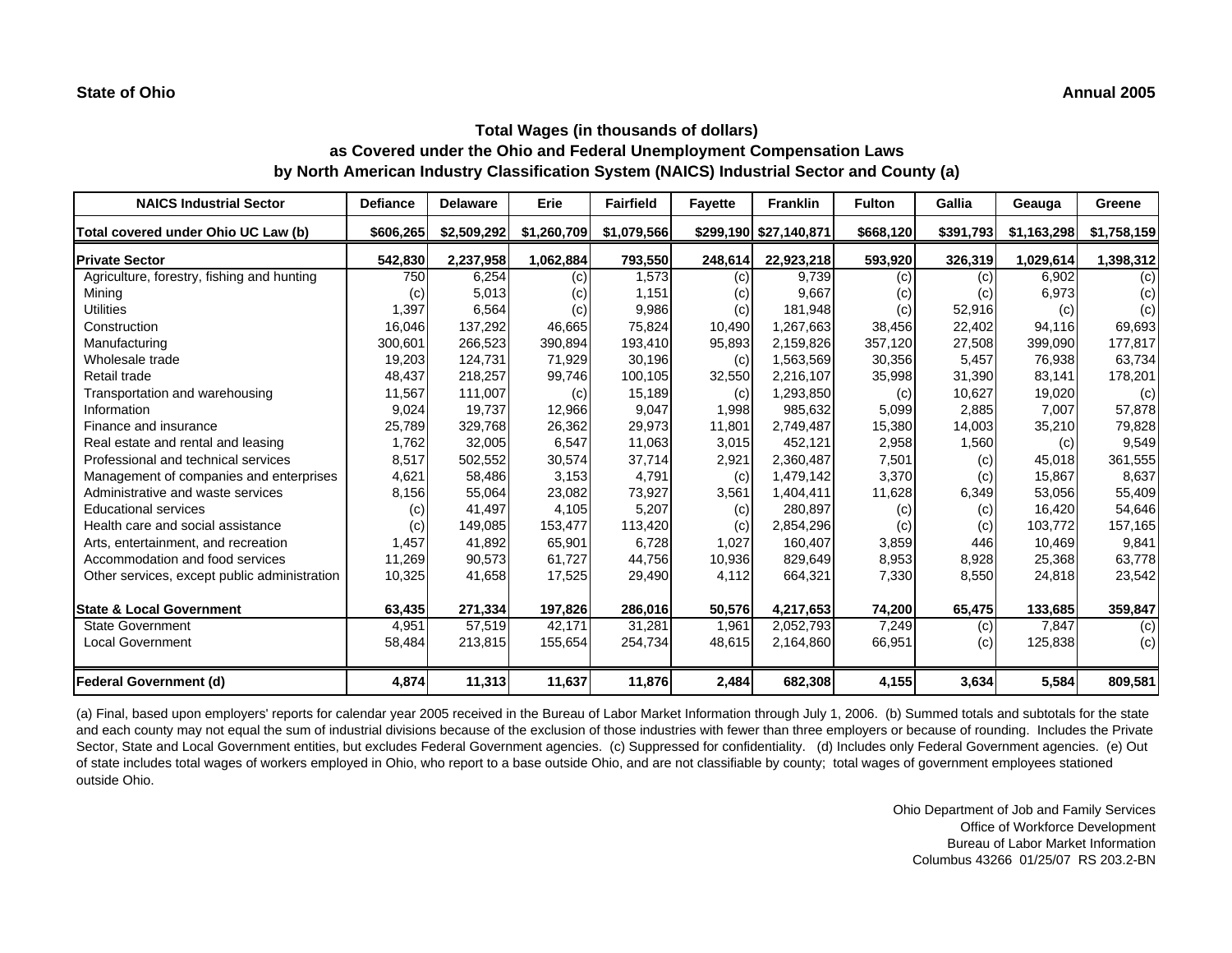**State of Ohio** **Annual 2005**

## Total Wages (in thousands of dollars)
## as Covered under the Ohio and Federal Unemployment Compensation Laws
## by North American Industry Classification System (NAICS) Industrial Sector and County (a)

| NAICS Industrial Sector | Defiance | Delaware | Erie | Fairfield | Fayette | Franklin | Fulton | Gallia | Geauga | Greene |
|---|---|---|---|---|---|---|---|---|---|---|
| **Total covered under Ohio UC Law (b)** | **$606,265** | **$2,509,292** | **$1,260,709** | **$1,079,566** | **$299,190** | **$27,140,871** | **$668,120** | **$391,793** | **$1,163,298** | **$1,758,159** |
| **Private Sector** | **542,830** | **2,237,958** | **1,062,884** | **793,550** | **248,614** | **22,923,218** | **593,920** | **326,319** | **1,029,614** | **1,398,312** |
| Agriculture, forestry, fishing and hunting | 750 | 6,254 | (c) | 1,573 | (c) | 9,739 | (c) | (c) | 6,902 | (c) |
| Mining | (c) | 5,013 | (c) | 1,151 | (c) | 9,667 | (c) | (c) | 6,973 | (c) |
| Utilities | 1,397 | 6,564 | (c) | 9,986 | (c) | 181,948 | (c) | 52,916 | (c) | (c) |
| Construction | 16,046 | 137,292 | 46,665 | 75,824 | 10,490 | 1,267,663 | 38,456 | 22,402 | 94,116 | 69,693 |
| Manufacturing | 300,601 | 266,523 | 390,894 | 193,410 | 95,893 | 2,159,826 | 357,120 | 27,508 | 399,090 | 177,817 |
| Wholesale trade | 19,203 | 124,731 | 71,929 | 30,196 | (c) | 1,563,569 | 30,356 | 5,457 | 76,938 | 63,734 |
| Retail trade | 48,437 | 218,257 | 99,746 | 100,105 | 32,550 | 2,216,107 | 35,998 | 31,390 | 83,141 | 178,201 |
| Transportation and warehousing | 11,567 | 111,007 | (c) | 15,189 | (c) | 1,293,850 | (c) | 10,627 | 19,020 | (c) |
| Information | 9,024 | 19,737 | 12,966 | 9,047 | 1,998 | 985,632 | 5,099 | 2,885 | 7,007 | 57,878 |
| Finance and insurance | 25,789 | 329,768 | 26,362 | 29,973 | 11,801 | 2,749,487 | 15,380 | 14,003 | 35,210 | 79,828 |
| Real estate and rental and leasing | 1,762 | 32,005 | 6,547 | 11,063 | 3,015 | 452,121 | 2,958 | 1,560 | (c) | 9,549 |
| Professional and technical services | 8,517 | 502,552 | 30,574 | 37,714 | 2,921 | 2,360,487 | 7,501 | (c) | 45,018 | 361,555 |
| Management of companies and enterprises | 4,621 | 58,486 | 3,153 | 4,791 | (c) | 1,479,142 | 3,370 | (c) | 15,867 | 8,637 |
| Administrative and waste services | 8,156 | 55,064 | 23,082 | 73,927 | 3,561 | 1,404,411 | 11,628 | 6,349 | 53,056 | 55,409 |
| Educational services | (c) | 41,497 | 4,105 | 5,207 | (c) | 280,897 | (c) | (c) | 16,420 | 54,646 |
| Health care and social assistance | (c) | 149,085 | 153,477 | 113,420 | (c) | 2,854,296 | (c) | (c) | 103,772 | 157,165 |
| Arts, entertainment, and recreation | 1,457 | 41,892 | 65,901 | 6,728 | 1,027 | 160,407 | 3,859 | 446 | 10,469 | 9,841 |
| Accommodation and food services | 11,269 | 90,573 | 61,727 | 44,756 | 10,936 | 829,649 | 8,953 | 8,928 | 25,368 | 63,778 |
| Other services, except public administration | 10,325 | 41,658 | 17,525 | 29,490 | 4,112 | 664,321 | 7,330 | 8,550 | 24,818 | 23,542 |
| **State & Local Government** | **63,435** | **271,334** | **197,826** | **286,016** | **50,576** | **4,217,653** | **74,200** | **65,475** | **133,685** | **359,847** |
| State Government | 4,951 | 57,519 | 42,171 | 31,281 | 1,961 | 2,052,793 | 7,249 | (c) | 7,847 | (c) |
| Local Government | 58,484 | 213,815 | 155,654 | 254,734 | 48,615 | 2,164,860 | 66,951 | (c) | 125,838 | (c) |
| **Federal Government (d)** | **4,874** | **11,313** | **11,637** | **11,876** | **2,484** | **682,308** | **4,155** | **3,634** | **5,584** | **809,581** |

(a) Final, based upon employers' reports for calendar year 2005 received in the Bureau of Labor Market Information through July 1, 2006. (b) Summed totals and subtotals for the state and each county may not equal the sum of industrial divisions because of the exclusion of those industries with fewer than three employers or because of rounding. Includes the Private Sector, State and Local Government entities, but excludes Federal Government agencies. (c) Suppressed for confidentiality. (d) Includes only Federal Government agencies. (e) Out of state includes total wages of workers employed in Ohio, who report to a base outside Ohio, and are not classifiable by county; total wages of government employees stationed outside Ohio.

Ohio Department of Job and Family Services
Office of Workforce Development
Bureau of Labor Market Information
Columbus 43266 01/25/07 RS 203.2-BN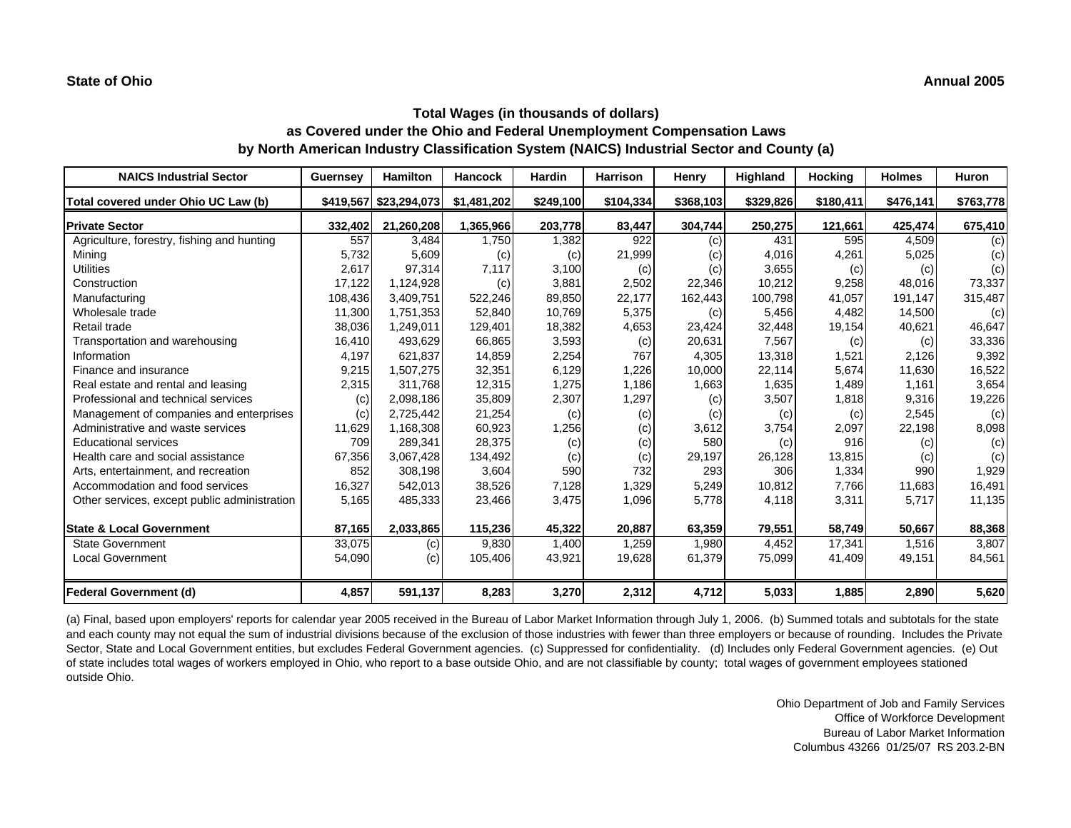**State of Ohio** **Annual 2005**

### Total Wages (in thousands of dollars)
### as Covered under the Ohio and Federal Unemployment Compensation Laws
### by North American Industry Classification System (NAICS) Industrial Sector and County (a)

| NAICS Industrial Sector | Guernsey | Hamilton | Hancock | Hardin | Harrison | Henry | Highland | Hocking | Holmes | Huron |
|---|---|---|---|---|---|---|---|---|---|---|
| **Total covered under Ohio UC Law (b)** | $419,567 | $23,294,073 | $1,481,202 | $249,100 | $104,334 | $368,103 | $329,826 | $180,411 | $476,141 | $763,778 |
| **Private Sector** | 332,402 | 21,260,208 | 1,365,966 | 203,778 | 83,447 | 304,744 | 250,275 | 121,661 | 425,474 | 675,410 |
| Agriculture, forestry, fishing and hunting | 557 | 3,484 | 1,750 | 1,382 | 922 | (c) | 431 | 595 | 4,509 | (c) |
| Mining | 5,732 | 5,609 | (c) | (c) | 21,999 | (c) | 4,016 | 4,261 | 5,025 | (c) |
| Utilities | 2,617 | 97,314 | 7,117 | 3,100 | (c) | (c) | 3,655 | (c) | (c) | (c) |
| Construction | 17,122 | 1,124,928 | (c) | 3,881 | 2,502 | 22,346 | 10,212 | 9,258 | 48,016 | 73,337 |
| Manufacturing | 108,436 | 3,409,751 | 522,246 | 89,850 | 22,177 | 162,443 | 100,798 | 41,057 | 191,147 | 315,487 |
| Wholesale trade | 11,300 | 1,751,353 | 52,840 | 10,769 | 5,375 | (c) | 5,456 | 4,482 | 14,500 | (c) |
| Retail trade | 38,036 | 1,249,011 | 129,401 | 18,382 | 4,653 | 23,424 | 32,448 | 19,154 | 40,621 | 46,647 |
| Transportation and warehousing | 16,410 | 493,629 | 66,865 | 3,593 | (c) | 20,631 | 7,567 | (c) | (c) | 33,336 |
| Information | 4,197 | 621,837 | 14,859 | 2,254 | 767 | 4,305 | 13,318 | 1,521 | 2,126 | 9,392 |
| Finance and insurance | 9,215 | 1,507,275 | 32,351 | 6,129 | 1,226 | 10,000 | 22,114 | 5,674 | 11,630 | 16,522 |
| Real estate and rental and leasing | 2,315 | 311,768 | 12,315 | 1,275 | 1,186 | 1,663 | 1,635 | 1,489 | 1,161 | 3,654 |
| Professional and technical services | (c) | 2,098,186 | 35,809 | 2,307 | 1,297 | (c) | 3,507 | 1,818 | 9,316 | 19,226 |
| Management of companies and enterprises | (c) | 2,725,442 | 21,254 | (c) | (c) | (c) | (c) | (c) | 2,545 | (c) |
| Administrative and waste services | 11,629 | 1,168,308 | 60,923 | 1,256 | (c) | 3,612 | 3,754 | 2,097 | 22,198 | 8,098 |
| Educational services | 709 | 289,341 | 28,375 | (c) | (c) | 580 | (c) | 916 | (c) | (c) |
| Health care and social assistance | 67,356 | 3,067,428 | 134,492 | (c) | (c) | 29,197 | 26,128 | 13,815 | (c) | (c) |
| Arts, entertainment, and recreation | 852 | 308,198 | 3,604 | 590 | 732 | 293 | 306 | 1,334 | 990 | 1,929 |
| Accommodation and food services | 16,327 | 542,013 | 38,526 | 7,128 | 1,329 | 5,249 | 10,812 | 7,766 | 11,683 | 16,491 |
| Other services, except public administration | 5,165 | 485,333 | 23,466 | 3,475 | 1,096 | 5,778 | 4,118 | 3,311 | 5,717 | 11,135 |
| **State & Local Government** | 87,165 | 2,033,865 | 115,236 | 45,322 | 20,887 | 63,359 | 79,551 | 58,749 | 50,667 | 88,368 |
| State Government | 33,075 | (c) | 9,830 | 1,400 | 1,259 | 1,980 | 4,452 | 17,341 | 1,516 | 3,807 |
| Local Government | 54,090 | (c) | 105,406 | 43,921 | 19,628 | 61,379 | 75,099 | 41,409 | 49,151 | 84,561 |
| **Federal Government (d)** | 4,857 | 591,137 | 8,283 | 3,270 | 2,312 | 4,712 | 5,033 | 1,885 | 2,890 | 5,620 |

(a) Final, based upon employers' reports for calendar year 2005 received in the Bureau of Labor Market Information through July 1, 2006. (b) Summed totals and subtotals for the state and each county may not equal the sum of industrial divisions because of the exclusion of those industries with fewer than three employers or because of rounding. Includes the Private Sector, State and Local Government entities, but excludes Federal Government agencies. (c) Suppressed for confidentiality. (d) Includes only Federal Government agencies. (e) Out of state includes total wages of workers employed in Ohio, who report to a base outside Ohio, and are not classifiable by county; total wages of government employees stationed outside Ohio.

Ohio Department of Job and Family Services
Office of Workforce Development
Bureau of Labor Market Information
Columbus 43266 01/25/07 RS 203.2-BN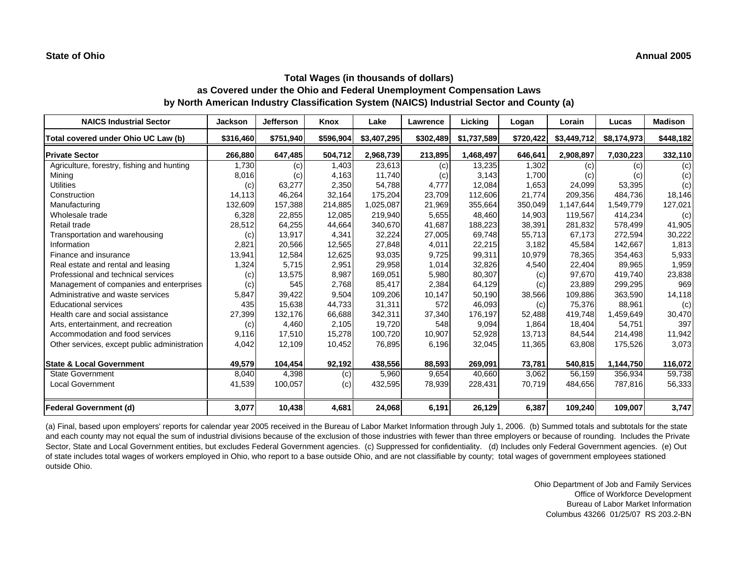**State of Ohio** **Annual 2005**

### Total Wages (in thousands of dollars)
### as Covered under the Ohio and Federal Unemployment Compensation Laws
### by North American Industry Classification System (NAICS) Industrial Sector and County (a)

| NAICS Industrial Sector | Jackson | Jefferson | Knox | Lake | Lawrence | Licking | Logan | Lorain | Lucas | Madison |
|---|---|---|---|---|---|---|---|---|---|---|
| **Total covered under Ohio UC Law (b)** | **$316,460** | **$751,940** | **$596,904** | **$3,407,295** | **$302,489** | **$1,737,589** | **$720,422** | **$3,449,712** | **$8,174,973** | **$448,182** |
| **Private Sector** | **266,880** | **647,485** | **504,712** | **2,968,739** | **213,895** | **1,468,497** | **646,641** | **2,908,897** | **7,030,223** | **332,110** |
| Agriculture, forestry, fishing and hunting | 1,730 | (c) | 1,403 | 23,613 | (c) | 13,235 | 1,302 | (c) | (c) | (c) |
| Mining | 8,016 | (c) | 4,163 | 11,740 | (c) | 3,143 | 1,700 | (c) | (c) | (c) |
| Utilities | (c) | 63,277 | 2,350 | 54,788 | 4,777 | 12,084 | 1,653 | 24,099 | 53,395 | (c) |
| Construction | 14,113 | 46,264 | 32,164 | 175,204 | 23,709 | 112,606 | 21,774 | 209,356 | 484,736 | 18,146 |
| Manufacturing | 132,609 | 157,388 | 214,885 | 1,025,087 | 21,969 | 355,664 | 350,049 | 1,147,644 | 1,549,779 | 127,021 |
| Wholesale trade | 6,328 | 22,855 | 12,085 | 219,940 | 5,655 | 48,460 | 14,903 | 119,567 | 414,234 | (c) |
| Retail trade | 28,512 | 64,255 | 44,664 | 340,670 | 41,687 | 188,223 | 38,391 | 281,832 | 578,499 | 41,905 |
| Transportation and warehousing | (c) | 13,917 | 4,341 | 32,224 | 27,005 | 69,748 | 55,713 | 67,173 | 272,594 | 30,222 |
| Information | 2,821 | 20,566 | 12,565 | 27,848 | 4,011 | 22,215 | 3,182 | 45,584 | 142,667 | 1,813 |
| Finance and insurance | 13,941 | 12,584 | 12,625 | 93,035 | 9,725 | 99,311 | 10,979 | 78,365 | 354,463 | 5,933 |
| Real estate and rental and leasing | 1,324 | 5,715 | 2,951 | 29,958 | 1,014 | 32,826 | 4,540 | 22,404 | 89,965 | 1,959 |
| Professional and technical services | (c) | 13,575 | 8,987 | 169,051 | 5,980 | 80,307 | (c) | 97,670 | 419,740 | 23,838 |
| Management of companies and enterprises | (c) | 545 | 2,768 | 85,417 | 2,384 | 64,129 | (c) | 23,889 | 299,295 | 969 |
| Administrative and waste services | 5,847 | 39,422 | 9,504 | 109,206 | 10,147 | 50,190 | 38,566 | 109,886 | 363,590 | 14,118 |
| Educational services | 435 | 15,638 | 44,733 | 31,311 | 572 | 46,093 | (c) | 75,376 | 88,961 | (c) |
| Health care and social assistance | 27,399 | 132,176 | 66,688 | 342,311 | 37,340 | 176,197 | 52,488 | 419,748 | 1,459,649 | 30,470 |
| Arts, entertainment, and recreation | (c) | 4,460 | 2,105 | 19,720 | 548 | 9,094 | 1,864 | 18,404 | 54,751 | 397 |
| Accommodation and food services | 9,116 | 17,510 | 15,278 | 100,720 | 10,907 | 52,928 | 13,713 | 84,544 | 214,498 | 11,942 |
| Other services, except public administration | 4,042 | 12,109 | 10,452 | 76,895 | 6,196 | 32,045 | 11,365 | 63,808 | 175,526 | 3,073 |
| **State & Local Government** | **49,579** | **104,454** | **92,192** | **438,556** | **88,593** | **269,091** | **73,781** | **540,815** | **1,144,750** | **116,072** |
| State Government | 8,040 | 4,398 | (c) | 5,960 | 9,654 | 40,660 | 3,062 | 56,159 | 356,934 | 59,738 |
| Local Government | 41,539 | 100,057 | (c) | 432,595 | 78,939 | 228,431 | 70,719 | 484,656 | 787,816 | 56,333 |
| **Federal Government (d)** | **3,077** | **10,438** | **4,681** | **24,068** | **6,191** | **26,129** | **6,387** | **109,240** | **109,007** | **3,747** |

(a) Final, based upon employers' reports for calendar year 2005 received in the Bureau of Labor Market Information through July 1, 2006. (b) Summed totals and subtotals for the state and each county may not equal the sum of industrial divisions because of the exclusion of those industries with fewer than three employers or because of rounding. Includes the Private Sector, State and Local Government entities, but excludes Federal Government agencies. (c) Suppressed for confidentiality. (d) Includes only Federal Government agencies. (e) Out of state includes total wages of workers employed in Ohio, who report to a base outside Ohio, and are not classifiable by county; total wages of government employees stationed outside Ohio.

Ohio Department of Job and Family Services
Office of Workforce Development
Bureau of Labor Market Information
Columbus 43266 01/25/07 RS 203.2-BN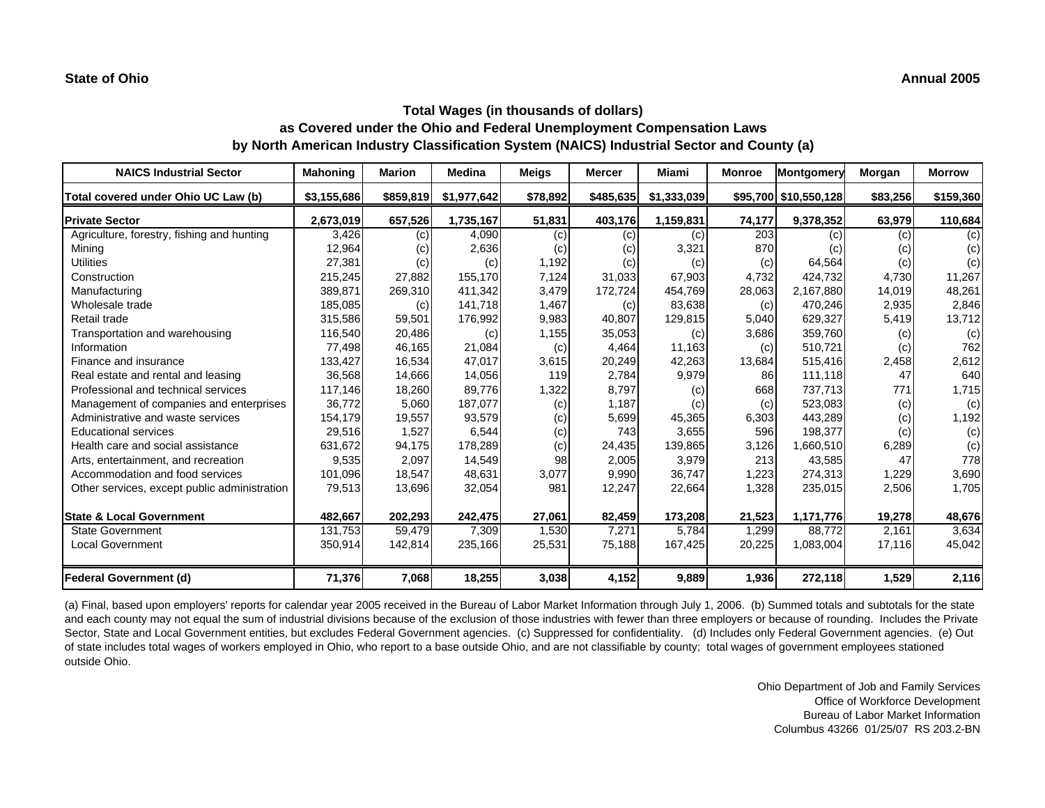**State of Ohio** **Annual 2005**

## Total Wages (in thousands of dollars)
## as Covered under the Ohio and Federal Unemployment Compensation Laws
## by North American Industry Classification System (NAICS) Industrial Sector and County (a)

| NAICS Industrial Sector | Mahoning | Marion | Medina | Meigs | Mercer | Miami | Monroe | Montgomery | Morgan | Morrow |
|---|---|---|---|---|---|---|---|---|---|---|
| **Total covered under Ohio UC Law (b)** | **$3,155,686** | **$859,819** | **$1,977,642** | **$78,892** | **$485,635** | **$1,333,039** | **$95,700** | **$10,550,128** | **$83,256** | **$159,360** |
| **Private Sector** | **2,673,019** | **657,526** | **1,735,167** | **51,831** | **403,176** | **1,159,831** | **74,177** | **9,378,352** | **63,979** | **110,684** |
| Agriculture, forestry, fishing and hunting | 3,426 | (c) | 4,090 | (c) | (c) | (c) | 203 | (c) | (c) | (c) |
| Mining | 12,964 | (c) | 2,636 | (c) | (c) | 3,321 | 870 | (c) | (c) | (c) |
| Utilities | 27,381 | (c) | (c) | 1,192 | (c) | (c) | (c) | 64,564 | (c) | (c) |
| Construction | 215,245 | 27,882 | 155,170 | 7,124 | 31,033 | 67,903 | 4,732 | 424,732 | 4,730 | 11,267 |
| Manufacturing | 389,871 | 269,310 | 411,342 | 3,479 | 172,724 | 454,769 | 28,063 | 2,167,880 | 14,019 | 48,261 |
| Wholesale trade | 185,085 | (c) | 141,718 | 1,467 | (c) | 83,638 | (c) | 470,246 | 2,935 | 2,846 |
| Retail trade | 315,586 | 59,501 | 176,992 | 9,983 | 40,807 | 129,815 | 5,040 | 629,327 | 5,419 | 13,712 |
| Transportation and warehousing | 116,540 | 20,486 | (c) | 1,155 | 35,053 | (c) | 3,686 | 359,760 | (c) | (c) |
| Information | 77,498 | 46,165 | 21,084 | (c) | 4,464 | 11,163 | (c) | 510,721 | (c) | 762 |
| Finance and insurance | 133,427 | 16,534 | 47,017 | 3,615 | 20,249 | 42,263 | 13,684 | 515,416 | 2,458 | 2,612 |
| Real estate and rental and leasing | 36,568 | 14,666 | 14,056 | 119 | 2,784 | 9,979 | 86 | 111,118 | 47 | 640 |
| Professional and technical services | 117,146 | 18,260 | 89,776 | 1,322 | 8,797 | (c) | 668 | 737,713 | 771 | 1,715 |
| Management of companies and enterprises | 36,772 | 5,060 | 187,077 | (c) | 1,187 | (c) | (c) | 523,083 | (c) | (c) |
| Administrative and waste services | 154,179 | 19,557 | 93,579 | (c) | 5,699 | 45,365 | 6,303 | 443,289 | (c) | 1,192 |
| Educational services | 29,516 | 1,527 | 6,544 | (c) | 743 | 3,655 | 596 | 198,377 | (c) | (c) |
| Health care and social assistance | 631,672 | 94,175 | 178,289 | (c) | 24,435 | 139,865 | 3,126 | 1,660,510 | 6,289 | (c) |
| Arts, entertainment, and recreation | 9,535 | 2,097 | 14,549 | 98 | 2,005 | 3,979 | 213 | 43,585 | 47 | 778 |
| Accommodation and food services | 101,096 | 18,547 | 48,631 | 3,077 | 9,990 | 36,747 | 1,223 | 274,313 | 1,229 | 3,690 |
| Other services, except public administration | 79,513 | 13,696 | 32,054 | 981 | 12,247 | 22,664 | 1,328 | 235,015 | 2,506 | 1,705 |
| **State & Local Government** | **482,667** | **202,293** | **242,475** | **27,061** | **82,459** | **173,208** | **21,523** | **1,171,776** | **19,278** | **48,676** |
| State Government | 131,753 | 59,479 | 7,309 | 1,530 | 7,271 | 5,784 | 1,299 | 88,772 | 2,161 | 3,634 |
| Local Government | 350,914 | 142,814 | 235,166 | 25,531 | 75,188 | 167,425 | 20,225 | 1,083,004 | 17,116 | 45,042 |
| **Federal Government (d)** | **71,376** | **7,068** | **18,255** | **3,038** | **4,152** | **9,889** | **1,936** | **272,118** | **1,529** | **2,116** |

(a) Final, based upon employers' reports for calendar year 2005 received in the Bureau of Labor Market Information through July 1, 2006. (b) Summed totals and subtotals for the state and each county may not equal the sum of industrial divisions because of the exclusion of those industries with fewer than three employers or because of rounding. Includes the Private Sector, State and Local Government entities, but excludes Federal Government agencies. (c) Suppressed for confidentiality. (d) Includes only Federal Government agencies. (e) Out of state includes total wages of workers employed in Ohio, who report to a base outside Ohio, and are not classifiable by county; total wages of government employees stationed outside Ohio.

Ohio Department of Job and Family Services
Office of Workforce Development
Bureau of Labor Market Information
Columbus 43266 01/25/07 RS 203.2-BN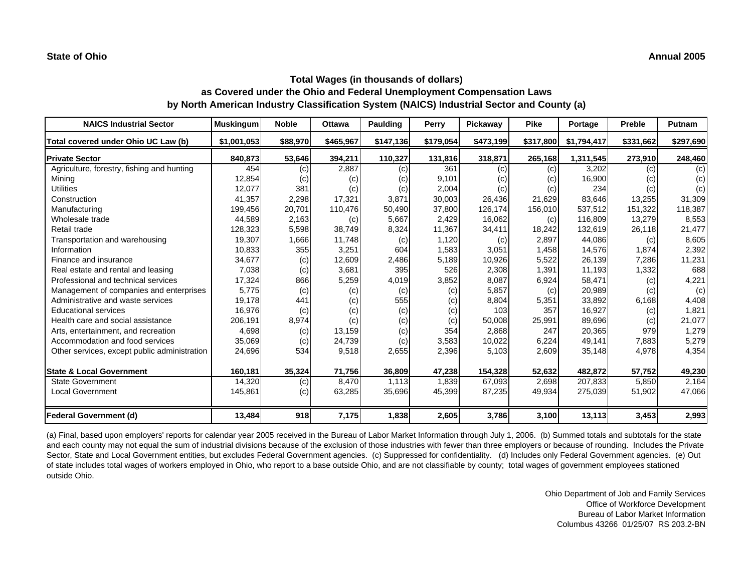**State of Ohio** **Annual 2005**

## Total Wages (in thousands of dollars)
## as Covered under the Ohio and Federal Unemployment Compensation Laws
## by North American Industry Classification System (NAICS) Industrial Sector and County (a)

| NAICS Industrial Sector | Muskingum | Noble | Ottawa | Paulding | Perry | Pickaway | Pike | Portage | Preble | Putnam |
|---|---|---|---|---|---|---|---|---|---|---|
| **Total covered under Ohio UC Law (b)** | **$1,001,053** | **$88,970** | **$465,967** | **$147,136** | **$179,054** | **$473,199** | **$317,800** | **$1,794,417** | **$331,662** | **$297,690** |
| **Private Sector** | **840,873** | **53,646** | **394,211** | **110,327** | **131,816** | **318,871** | **265,168** | **1,311,545** | **273,910** | **248,460** |
| Agriculture, forestry, fishing and hunting | 454 | (c) | 2,887 | (c) | 361 | (c) | (c) | 3,202 | (c) | (c) |
| Mining | 12,854 | (c) | (c) | (c) | 9,101 | (c) | (c) | 16,900 | (c) | (c) |
| Utilities | 12,077 | 381 | (c) | (c) | 2,004 | (c) | (c) | 234 | (c) | (c) |
| Construction | 41,357 | 2,298 | 17,321 | 3,871 | 30,003 | 26,436 | 21,629 | 83,646 | 13,255 | 31,309 |
| Manufacturing | 199,456 | 20,701 | 110,476 | 50,490 | 37,800 | 126,174 | 156,010 | 537,512 | 151,322 | 118,387 |
| Wholesale trade | 44,589 | 2,163 | (c) | 5,667 | 2,429 | 16,062 | (c) | 116,809 | 13,279 | 8,553 |
| Retail trade | 128,323 | 5,598 | 38,749 | 8,324 | 11,367 | 34,411 | 18,242 | 132,619 | 26,118 | 21,477 |
| Transportation and warehousing | 19,307 | 1,666 | 11,748 | (c) | 1,120 | (c) | 2,897 | 44,086 | (c) | 8,605 |
| Information | 10,833 | 355 | 3,251 | 604 | 1,583 | 3,051 | 1,458 | 14,576 | 1,874 | 2,392 |
| Finance and insurance | 34,677 | (c) | 12,609 | 2,486 | 5,189 | 10,926 | 5,522 | 26,139 | 7,286 | 11,231 |
| Real estate and rental and leasing | 7,038 | (c) | 3,681 | 395 | 526 | 2,308 | 1,391 | 11,193 | 1,332 | 688 |
| Professional and technical services | 17,324 | 866 | 5,259 | 4,019 | 3,852 | 8,087 | 6,924 | 58,471 | (c) | 4,221 |
| Management of companies and enterprises | 5,775 | (c) | (c) | (c) | (c) | 5,857 | (c) | 20,989 | (c) | (c) |
| Administrative and waste services | 19,178 | 441 | (c) | 555 | (c) | 8,804 | 5,351 | 33,892 | 6,168 | 4,408 |
| Educational services | 16,976 | (c) | (c) | (c) | (c) | 103 | 357 | 16,927 | (c) | 1,821 |
| Health care and social assistance | 206,191 | 8,974 | (c) | (c) | (c) | 50,008 | 25,991 | 89,696 | (c) | 21,077 |
| Arts, entertainment, and recreation | 4,698 | (c) | 13,159 | (c) | 354 | 2,868 | 247 | 20,365 | 979 | 1,279 |
| Accommodation and food services | 35,069 | (c) | 24,739 | (c) | 3,583 | 10,022 | 6,224 | 49,141 | 7,883 | 5,279 |
| Other services, except public administration | 24,696 | 534 | 9,518 | 2,655 | 2,396 | 5,103 | 2,609 | 35,148 | 4,978 | 4,354 |
| **State & Local Government** | **160,181** | **35,324** | **71,756** | **36,809** | **47,238** | **154,328** | **52,632** | **482,872** | **57,752** | **49,230** |
| State Government | 14,320 | (c) | 8,470 | 1,113 | 1,839 | 67,093 | 2,698 | 207,833 | 5,850 | 2,164 |
| Local Government | 145,861 | (c) | 63,285 | 35,696 | 45,399 | 87,235 | 49,934 | 275,039 | 51,902 | 47,066 |
| **Federal Government (d)** | **13,484** | **918** | **7,175** | **1,838** | **2,605** | **3,786** | **3,100** | **13,113** | **3,453** | **2,993** |

(a) Final, based upon employers' reports for calendar year 2005 received in the Bureau of Labor Market Information through July 1, 2006. (b) Summed totals and subtotals for the state and each county may not equal the sum of industrial divisions because of the exclusion of those industries with fewer than three employers or because of rounding. Includes the Private Sector, State and Local Government entities, but excludes Federal Government agencies. (c) Suppressed for confidentiality. (d) Includes only Federal Government agencies. (e) Out of state includes total wages of workers employed in Ohio, who report to a base outside Ohio, and are not classifiable by county; total wages of government employees stationed outside Ohio.

Ohio Department of Job and Family Services
Office of Workforce Development
Bureau of Labor Market Information
Columbus 43266 01/25/07 RS 203.2-BN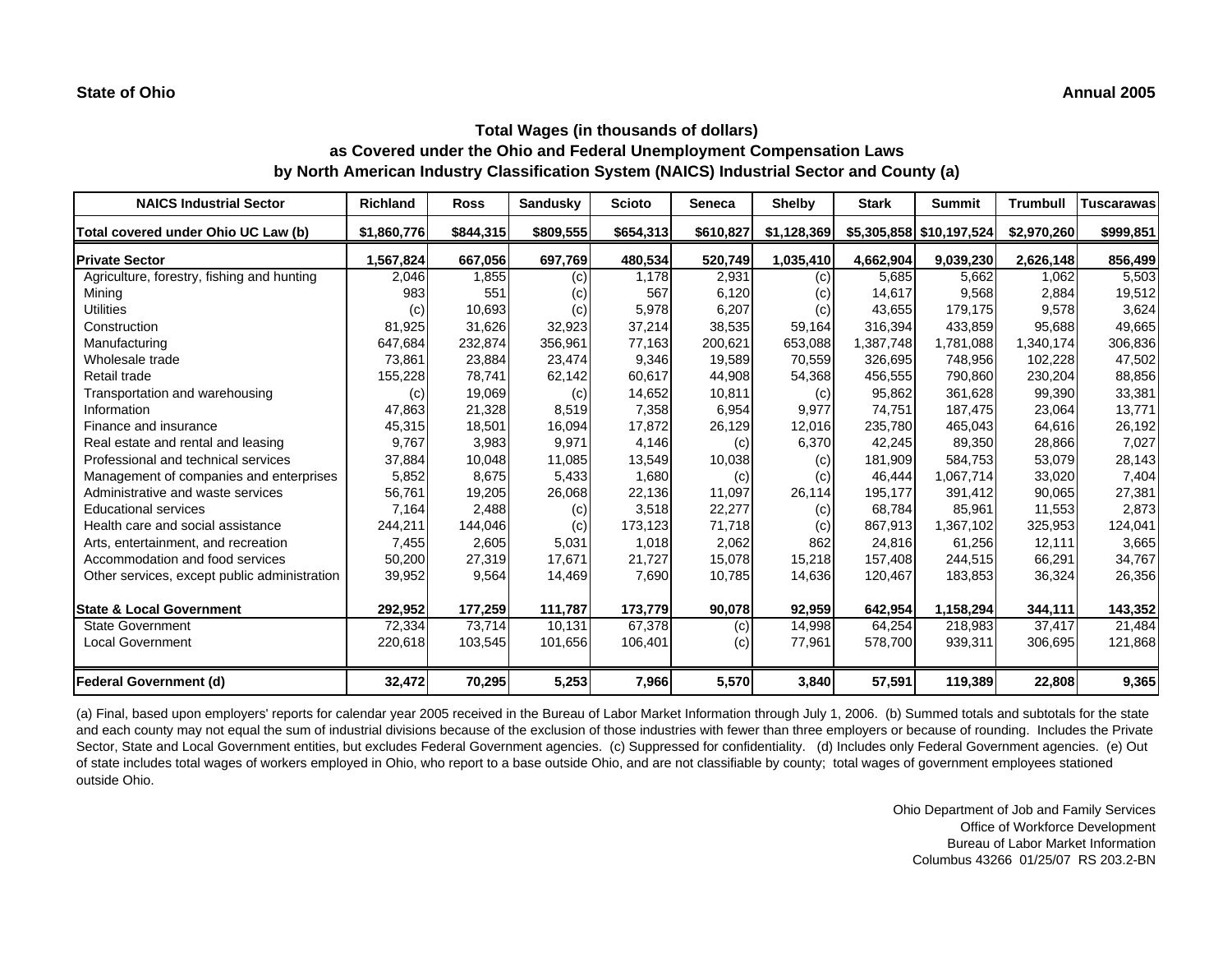**State of Ohio** **Annual 2005**

## Total Wages (in thousands of dollars)
## as Covered under the Ohio and Federal Unemployment Compensation Laws
## by North American Industry Classification System (NAICS) Industrial Sector and County (a)

| NAICS Industrial Sector | Richland | Ross | Sandusky | Scioto | Seneca | Shelby | Stark | Summit | Trumbull | Tuscarawas |
|---|---|---|---|---|---|---|---|---|---|---|
| **Total covered under Ohio UC Law (b)** | **$1,860,776** | **$844,315** | **$809,555** | **$654,313** | **$610,827** | **$1,128,369** | **$5,305,858** | **$10,197,524** | **$2,970,260** | **$999,851** |
| **Private Sector** | **1,567,824** | **667,056** | **697,769** | **480,534** | **520,749** | **1,035,410** | **4,662,904** | **9,039,230** | **2,626,148** | **856,499** |
| Agriculture, forestry, fishing and hunting | 2,046 | 1,855 | (c) | 1,178 | 2,931 | (c) | 5,685 | 5,662 | 1,062 | 5,503 |
| Mining | 983 | 551 | (c) | 567 | 6,120 | (c) | 14,617 | 9,568 | 2,884 | 19,512 |
| Utilities | (c) | 10,693 | (c) | 5,978 | 6,207 | (c) | 43,655 | 179,175 | 9,578 | 3,624 |
| Construction | 81,925 | 31,626 | 32,923 | 37,214 | 38,535 | 59,164 | 316,394 | 433,859 | 95,688 | 49,665 |
| Manufacturing | 647,684 | 232,874 | 356,961 | 77,163 | 200,621 | 653,088 | 1,387,748 | 1,781,088 | 1,340,174 | 306,836 |
| Wholesale trade | 73,861 | 23,884 | 23,474 | 9,346 | 19,589 | 70,559 | 326,695 | 748,956 | 102,228 | 47,502 |
| Retail trade | 155,228 | 78,741 | 62,142 | 60,617 | 44,908 | 54,368 | 456,555 | 790,860 | 230,204 | 88,856 |
| Transportation and warehousing | (c) | 19,069 | (c) | 14,652 | 10,811 | (c) | 95,862 | 361,628 | 99,390 | 33,381 |
| Information | 47,863 | 21,328 | 8,519 | 7,358 | 6,954 | 9,977 | 74,751 | 187,475 | 23,064 | 13,771 |
| Finance and insurance | 45,315 | 18,501 | 16,094 | 17,872 | 26,129 | 12,016 | 235,780 | 465,043 | 64,616 | 26,192 |
| Real estate and rental and leasing | 9,767 | 3,983 | 9,971 | 4,146 | (c) | 6,370 | 42,245 | 89,350 | 28,866 | 7,027 |
| Professional and technical services | 37,884 | 10,048 | 11,085 | 13,549 | 10,038 | (c) | 181,909 | 584,753 | 53,079 | 28,143 |
| Management of companies and enterprises | 5,852 | 8,675 | 5,433 | 1,680 | (c) | (c) | 46,444 | 1,067,714 | 33,020 | 7,404 |
| Administrative and waste services | 56,761 | 19,205 | 26,068 | 22,136 | 11,097 | 26,114 | 195,177 | 391,412 | 90,065 | 27,381 |
| Educational services | 7,164 | 2,488 | (c) | 3,518 | 22,277 | (c) | 68,784 | 85,961 | 11,553 | 2,873 |
| Health care and social assistance | 244,211 | 144,046 | (c) | 173,123 | 71,718 | (c) | 867,913 | 1,367,102 | 325,953 | 124,041 |
| Arts, entertainment, and recreation | 7,455 | 2,605 | 5,031 | 1,018 | 2,062 | 862 | 24,816 | 61,256 | 12,111 | 3,665 |
| Accommodation and food services | 50,200 | 27,319 | 17,671 | 21,727 | 15,078 | 15,218 | 157,408 | 244,515 | 66,291 | 34,767 |
| Other services, except public administration | 39,952 | 9,564 | 14,469 | 7,690 | 10,785 | 14,636 | 120,467 | 183,853 | 36,324 | 26,356 |
| **State & Local Government** | **292,952** | **177,259** | **111,787** | **173,779** | **90,078** | **92,959** | **642,954** | **1,158,294** | **344,111** | **143,352** |
| State Government | 72,334 | 73,714 | 10,131 | 67,378 | (c) | 14,998 | 64,254 | 218,983 | 37,417 | 21,484 |
| Local Government | 220,618 | 103,545 | 101,656 | 106,401 | (c) | 77,961 | 578,700 | 939,311 | 306,695 | 121,868 |
| **Federal Government (d)** | **32,472** | **70,295** | **5,253** | **7,966** | **5,570** | **3,840** | **57,591** | **119,389** | **22,808** | **9,365** |

(a) Final, based upon employers' reports for calendar year 2005 received in the Bureau of Labor Market Information through July 1, 2006. (b) Summed totals and subtotals for the state and each county may not equal the sum of industrial divisions because of the exclusion of those industries with fewer than three employers or because of rounding. Includes the Private Sector, State and Local Government entities, but excludes Federal Government agencies. (c) Suppressed for confidentiality. (d) Includes only Federal Government agencies. (e) Out of state includes total wages of workers employed in Ohio, who report to a base outside Ohio, and are not classifiable by county; total wages of government employees stationed outside Ohio.

Ohio Department of Job and Family Services
Office of Workforce Development
Bureau of Labor Market Information
Columbus 43266 01/25/07 RS 203.2-BN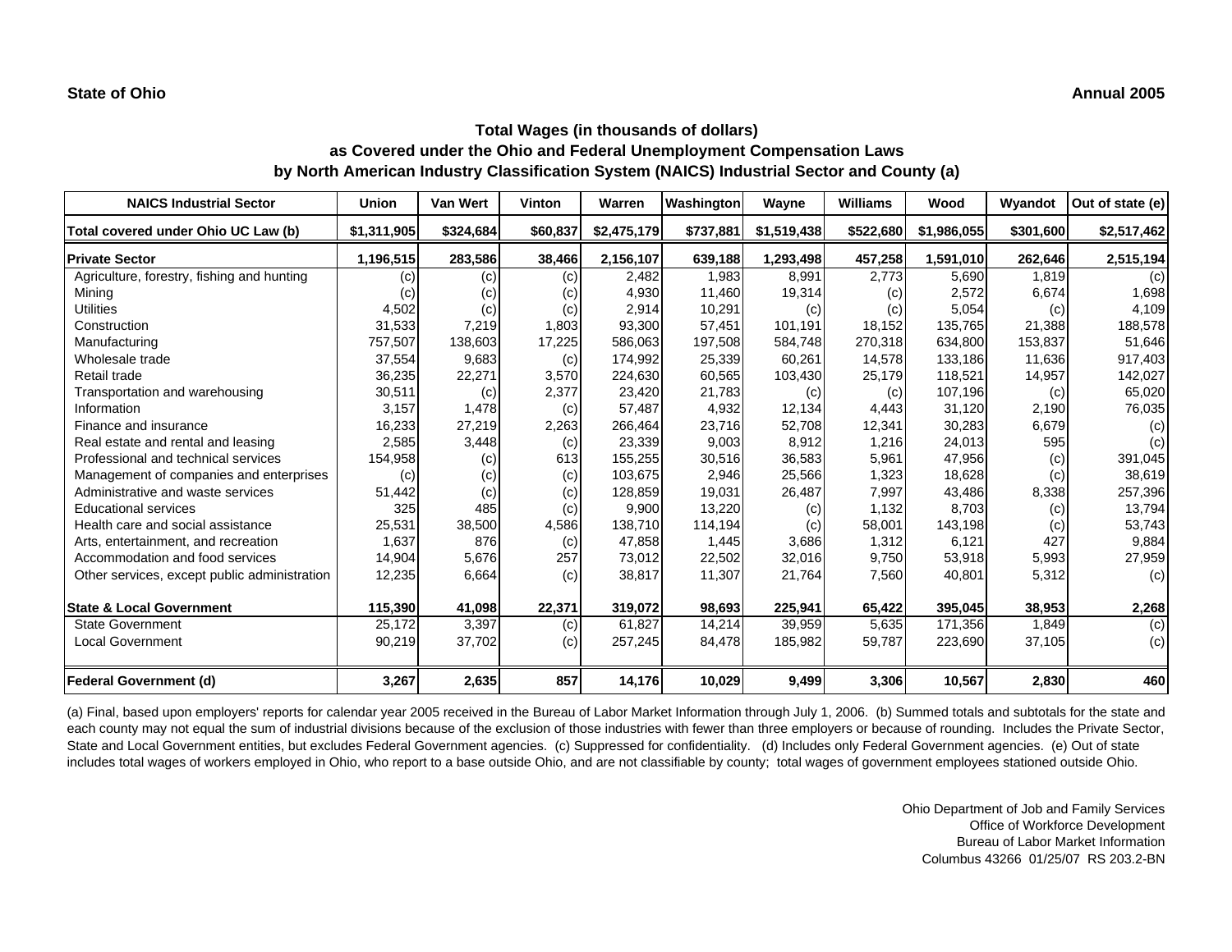**State of Ohio** | **Annual 2005**

## Total Wages (in thousands of dollars)
## as Covered under the Ohio and Federal Unemployment Compensation Laws
## by North American Industry Classification System (NAICS) Industrial Sector and County (a)

| NAICS Industrial Sector | Union | Van Wert | Vinton | Warren | Washington | Wayne | Williams | Wood | Wyandot | Out of state (e) |
|---|---|---|---|---|---|---|---|---|---|---|
| Total covered under Ohio UC Law (b) | $1,311,905 | $324,684 | $60,837 | $2,475,179 | $737,881 | $1,519,438 | $522,680 | $1,986,055 | $301,600 | $2,517,462 |
| **Private Sector** | **1,196,515** | **283,586** | **38,466** | **2,156,107** | **639,188** | **1,293,498** | **457,258** | **1,591,010** | **262,646** | **2,515,194** |
| Agriculture, forestry, fishing and hunting | (c) | (c) | (c) | 2,482 | 1,983 | 8,991 | 2,773 | 5,690 | 1,819 | (c) |
| Mining | (c) | (c) | (c) | 4,930 | 11,460 | 19,314 | (c) | 2,572 | 6,674 | 1,698 |
| Utilities | 4,502 | (c) | (c) | 2,914 | 10,291 | (c) | (c) | 5,054 | (c) | 4,109 |
| Construction | 31,533 | 7,219 | 1,803 | 93,300 | 57,451 | 101,191 | 18,152 | 135,765 | 21,388 | 188,578 |
| Manufacturing | 757,507 | 138,603 | 17,225 | 586,063 | 197,508 | 584,748 | 270,318 | 634,800 | 153,837 | 51,646 |
| Wholesale trade | 37,554 | 9,683 | (c) | 174,992 | 25,339 | 60,261 | 14,578 | 133,186 | 11,636 | 917,403 |
| Retail trade | 36,235 | 22,271 | 3,570 | 224,630 | 60,565 | 103,430 | 25,179 | 118,521 | 14,957 | 142,027 |
| Transportation and warehousing | 30,511 | (c) | 2,377 | 23,420 | 21,783 | (c) | (c) | 107,196 | (c) | 65,020 |
| Information | 3,157 | 1,478 | (c) | 57,487 | 4,932 | 12,134 | 4,443 | 31,120 | 2,190 | 76,035 |
| Finance and insurance | 16,233 | 27,219 | 2,263 | 266,464 | 23,716 | 52,708 | 12,341 | 30,283 | 6,679 | (c) |
| Real estate and rental and leasing | 2,585 | 3,448 | (c) | 23,339 | 9,003 | 8,912 | 1,216 | 24,013 | 595 | (c) |
| Professional and technical services | 154,958 | (c) | 613 | 155,255 | 30,516 | 36,583 | 5,961 | 47,956 | (c) | 391,045 |
| Management of companies and enterprises | (c) | (c) | (c) | 103,675 | 2,946 | 25,566 | 1,323 | 18,628 | (c) | 38,619 |
| Administrative and waste services | 51,442 | (c) | (c) | 128,859 | 19,031 | 26,487 | 7,997 | 43,486 | 8,338 | 257,396 |
| Educational services | 325 | 485 | (c) | 9,900 | 13,220 | (c) | 1,132 | 8,703 | (c) | 13,794 |
| Health care and social assistance | 25,531 | 38,500 | 4,586 | 138,710 | 114,194 | (c) | 58,001 | 143,198 | (c) | 53,743 |
| Arts, entertainment, and recreation | 1,637 | 876 | (c) | 47,858 | 1,445 | 3,686 | 1,312 | 6,121 | 427 | 9,884 |
| Accommodation and food services | 14,904 | 5,676 | 257 | 73,012 | 22,502 | 32,016 | 9,750 | 53,918 | 5,993 | 27,959 |
| Other services, except public administration | 12,235 | 6,664 | (c) | 38,817 | 11,307 | 21,764 | 7,560 | 40,801 | 5,312 | (c) |
| **State & Local Government** | **115,390** | **41,098** | **22,371** | **319,072** | **98,693** | **225,941** | **65,422** | **395,045** | **38,953** | **2,268** |
| State Government | 25,172 | 3,397 | (c) | 61,827 | 14,214 | 39,959 | 5,635 | 171,356 | 1,849 | (c) |
| Local Government | 90,219 | 37,702 | (c) | 257,245 | 84,478 | 185,982 | 59,787 | 223,690 | 37,105 | (c) |
| **Federal Government (d)** | **3,267** | **2,635** | **857** | **14,176** | **10,029** | **9,499** | **3,306** | **10,567** | **2,830** | **460** |

(a) Final, based upon employers' reports for calendar year 2005 received in the Bureau of Labor Market Information through July 1, 2006. (b) Summed totals and subtotals for the state and each county may not equal the sum of industrial divisions because of the exclusion of those industries with fewer than three employers or because of rounding. Includes the Private Sector, State and Local Government entities, but excludes Federal Government agencies. (c) Suppressed for confidentiality. (d) Includes only Federal Government agencies. (e) Out of state includes total wages of workers employed in Ohio, who report to a base outside Ohio, and are not classifiable by county; total wages of government employees stationed outside Ohio.

Ohio Department of Job and Family Services
Office of Workforce Development
Bureau of Labor Market Information
Columbus 43266 01/25/07 RS 203.2-BN